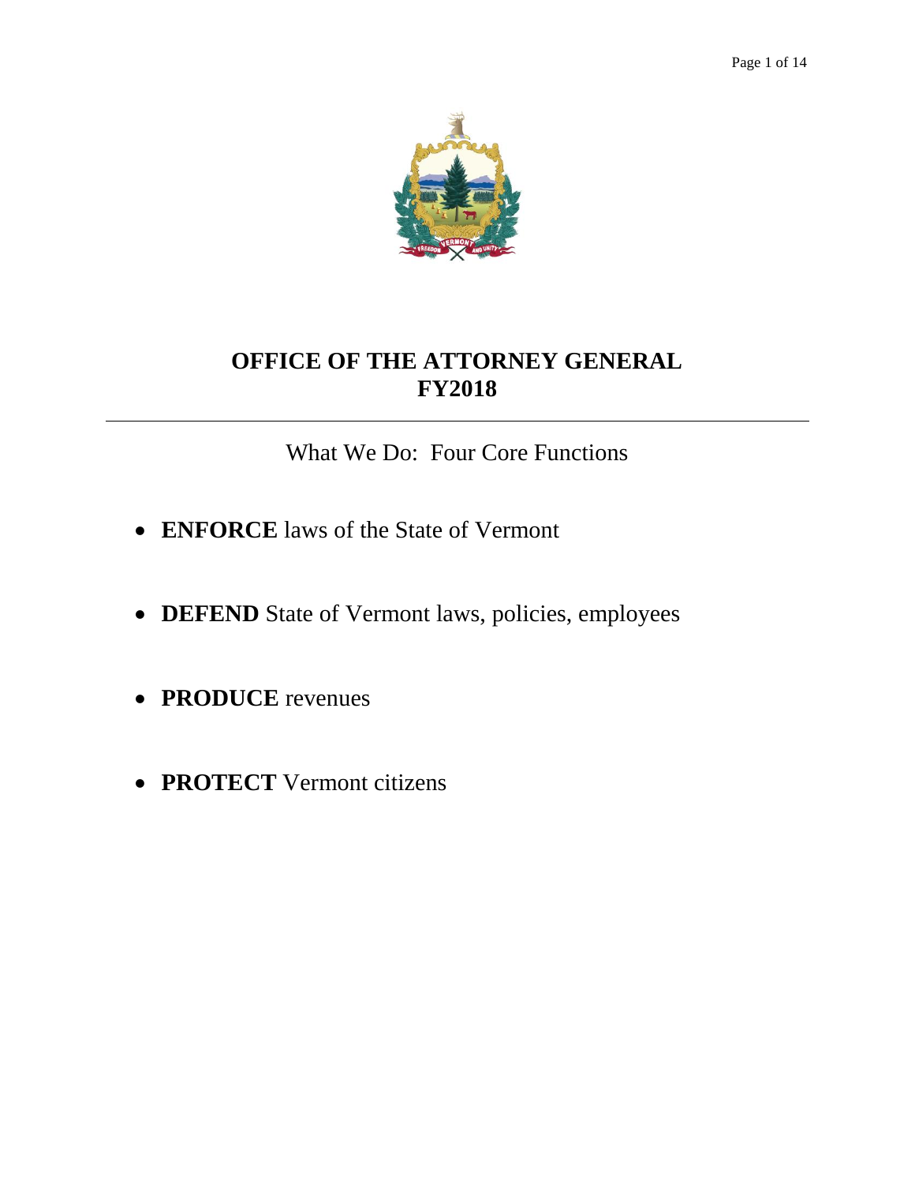# OFFICE OF THE ATTORNEY GENERAL
# FY2018

---

What We Do: Four Core Functions

- **ENFORCE** laws of the State of Vermont
- **DEFEND** State of Vermont laws, policies, employees
- **PRODUCE** revenues
- **PROTECT** Vermont citizens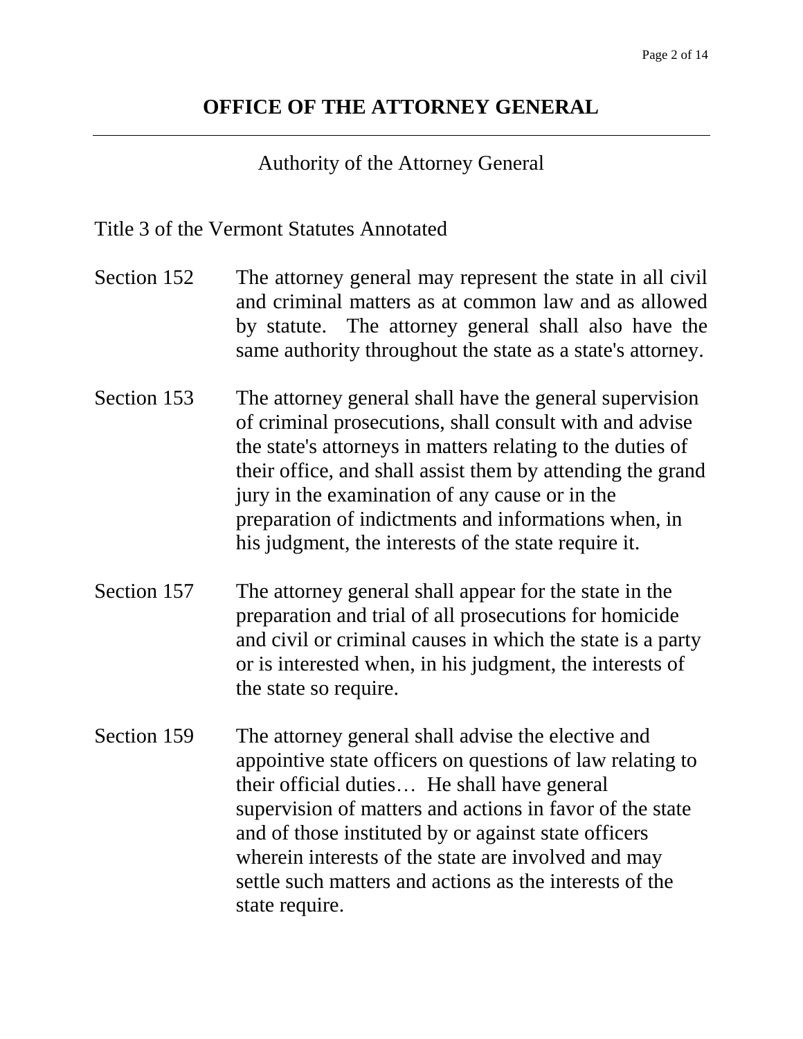# OFFICE OF THE ATTORNEY GENERAL

---

Authority of the Attorney General

Title 3 of the Vermont Statutes Annotated

Section 152 — The attorney general may represent the state in all civil and criminal matters as at common law and as allowed by statute. The attorney general shall also have the same authority throughout the state as a state's attorney.

Section 153 — The attorney general shall have the general supervision of criminal prosecutions, shall consult with and advise the state's attorneys in matters relating to the duties of their office, and shall assist them by attending the grand jury in the examination of any cause or in the preparation of indictments and informations when, in his judgment, the interests of the state require it.

Section 157 — The attorney general shall appear for the state in the preparation and trial of all prosecutions for homicide and civil or criminal causes in which the state is a party or is interested when, in his judgment, the interests of the state so require.

Section 159 — The attorney general shall advise the elective and appointive state officers on questions of law relating to their official duties… He shall have general supervision of matters and actions in favor of the state and of those instituted by or against state officers wherein interests of the state are involved and may settle such matters and actions as the interests of the state require.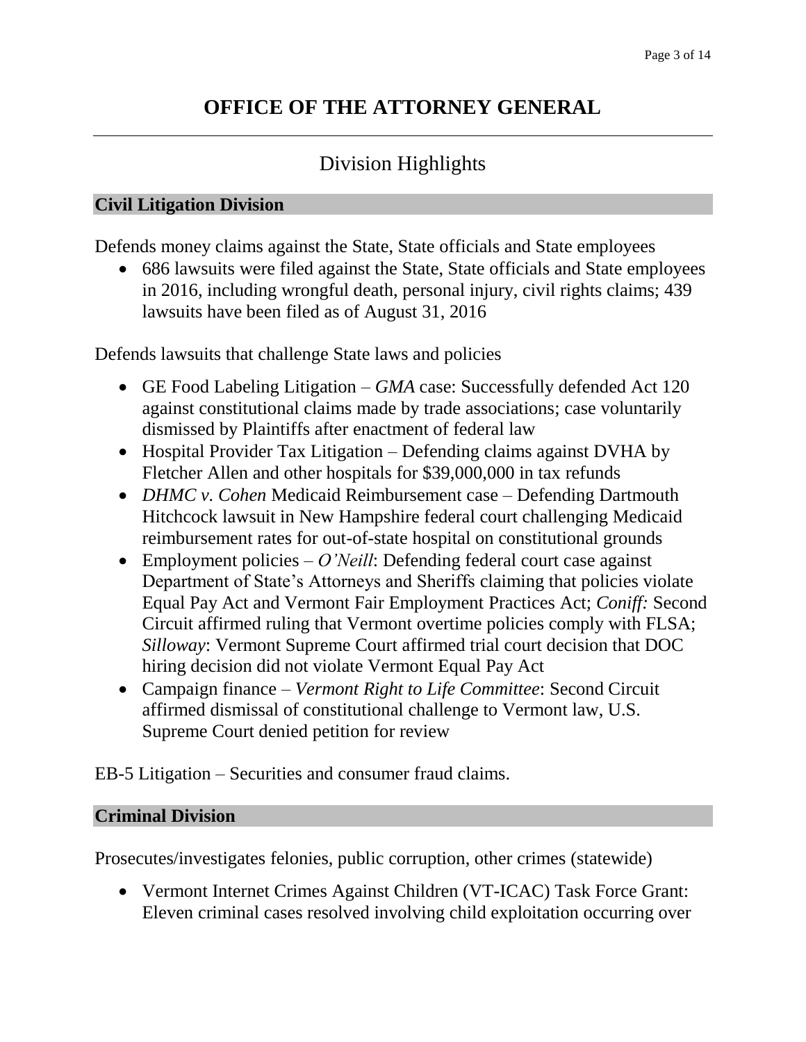# OFFICE OF THE ATTORNEY GENERAL

## Division Highlights

### Civil Litigation Division

Defends money claims against the State, State officials and State employees

- 686 lawsuits were filed against the State, State officials and State employees in 2016, including wrongful death, personal injury, civil rights claims; 439 lawsuits have been filed as of August 31, 2016

Defends lawsuits that challenge State laws and policies

- GE Food Labeling Litigation – *GMA* case: Successfully defended Act 120 against constitutional claims made by trade associations; case voluntarily dismissed by Plaintiffs after enactment of federal law
- Hospital Provider Tax Litigation – Defending claims against DVHA by Fletcher Allen and other hospitals for $39,000,000 in tax refunds
- *DHMC v. Cohen* Medicaid Reimbursement case – Defending Dartmouth Hitchcock lawsuit in New Hampshire federal court challenging Medicaid reimbursement rates for out-of-state hospital on constitutional grounds
- Employment policies – *O'Neill*: Defending federal court case against Department of State's Attorneys and Sheriffs claiming that policies violate Equal Pay Act and Vermont Fair Employment Practices Act; *Coniff:* Second Circuit affirmed ruling that Vermont overtime policies comply with FLSA; *Silloway*: Vermont Supreme Court affirmed trial court decision that DOC hiring decision did not violate Vermont Equal Pay Act
- Campaign finance – *Vermont Right to Life Committee*: Second Circuit affirmed dismissal of constitutional challenge to Vermont law, U.S. Supreme Court denied petition for review

EB-5 Litigation – Securities and consumer fraud claims.

### Criminal Division

Prosecutes/investigates felonies, public corruption, other crimes (statewide)

- Vermont Internet Crimes Against Children (VT-ICAC) Task Force Grant: Eleven criminal cases resolved involving child exploitation occurring over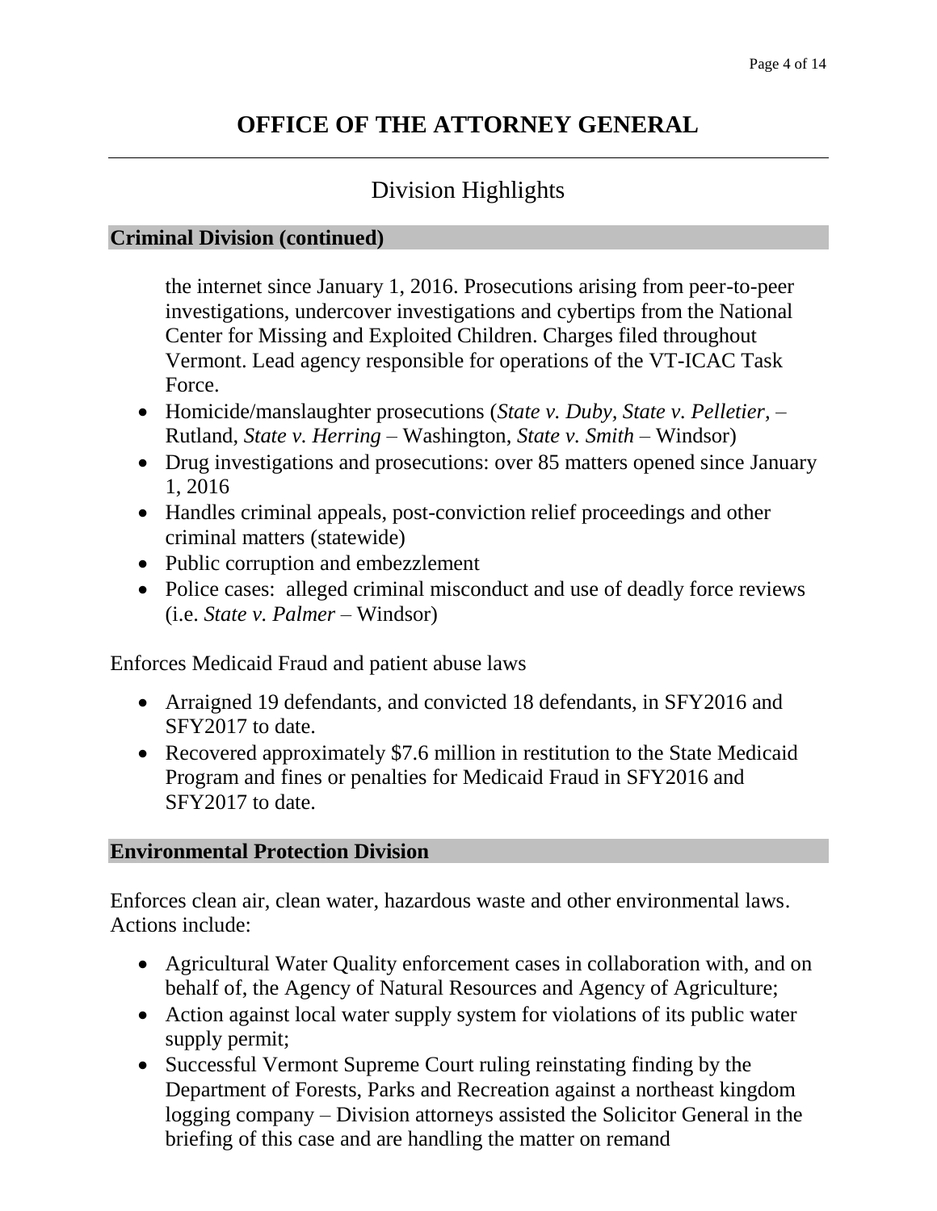# OFFICE OF THE ATTORNEY GENERAL

## Division Highlights

**Criminal Division (continued)**

the internet since January 1, 2016. Prosecutions arising from peer-to-peer investigations, undercover investigations and cybertips from the National Center for Missing and Exploited Children. Charges filed throughout Vermont. Lead agency responsible for operations of the VT-ICAC Task Force.

- Homicide/manslaughter prosecutions (*State v. Duby, State v. Pelletier*, – Rutland, *State v. Herring* – Washington, *State v. Smith* – Windsor)
- Drug investigations and prosecutions: over 85 matters opened since January 1, 2016
- Handles criminal appeals, post-conviction relief proceedings and other criminal matters (statewide)
- Public corruption and embezzlement
- Police cases: alleged criminal misconduct and use of deadly force reviews (i.e. *State v. Palmer* – Windsor)

Enforces Medicaid Fraud and patient abuse laws

- Arraigned 19 defendants, and convicted 18 defendants, in SFY2016 and SFY2017 to date.
- Recovered approximately $7.6 million in restitution to the State Medicaid Program and fines or penalties for Medicaid Fraud in SFY2016 and SFY2017 to date.

**Environmental Protection Division**

Enforces clean air, clean water, hazardous waste and other environmental laws. Actions include:

- Agricultural Water Quality enforcement cases in collaboration with, and on behalf of, the Agency of Natural Resources and Agency of Agriculture;
- Action against local water supply system for violations of its public water supply permit;
- Successful Vermont Supreme Court ruling reinstating finding by the Department of Forests, Parks and Recreation against a northeast kingdom logging company – Division attorneys assisted the Solicitor General in the briefing of this case and are handling the matter on remand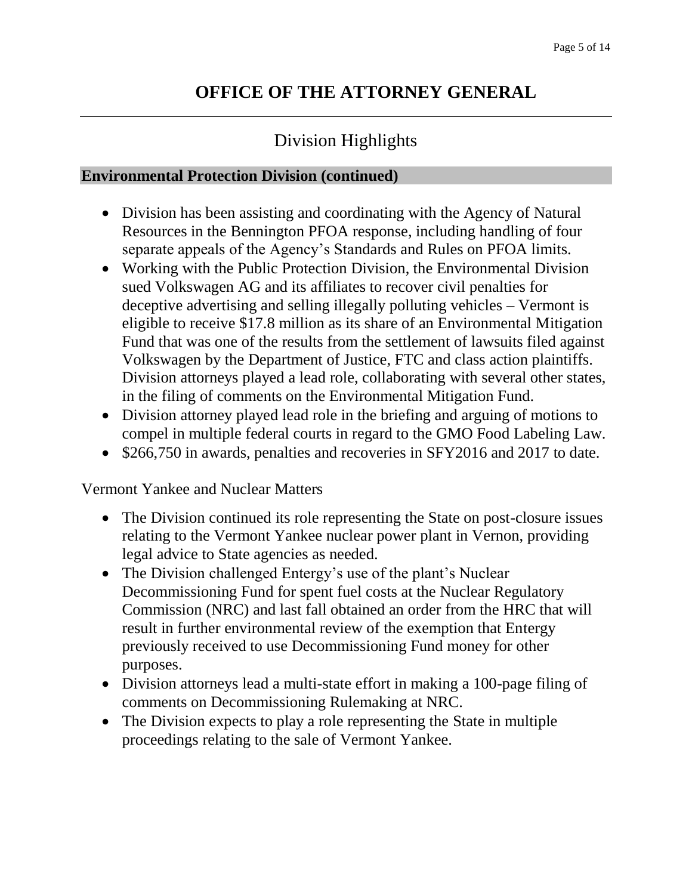# OFFICE OF THE ATTORNEY GENERAL

## Division Highlights

### Environmental Protection Division (continued)

- Division has been assisting and coordinating with the Agency of Natural Resources in the Bennington PFOA response, including handling of four separate appeals of the Agency's Standards and Rules on PFOA limits.
- Working with the Public Protection Division, the Environmental Division sued Volkswagen AG and its affiliates to recover civil penalties for deceptive advertising and selling illegally polluting vehicles – Vermont is eligible to receive $17.8 million as its share of an Environmental Mitigation Fund that was one of the results from the settlement of lawsuits filed against Volkswagen by the Department of Justice, FTC and class action plaintiffs. Division attorneys played a lead role, collaborating with several other states, in the filing of comments on the Environmental Mitigation Fund.
- Division attorney played lead role in the briefing and arguing of motions to compel in multiple federal courts in regard to the GMO Food Labeling Law.
- $266,750 in awards, penalties and recoveries in SFY2016 and 2017 to date.

Vermont Yankee and Nuclear Matters

- The Division continued its role representing the State on post-closure issues relating to the Vermont Yankee nuclear power plant in Vernon, providing legal advice to State agencies as needed.
- The Division challenged Entergy's use of the plant's Nuclear Decommissioning Fund for spent fuel costs at the Nuclear Regulatory Commission (NRC) and last fall obtained an order from the HRC that will result in further environmental review of the exemption that Entergy previously received to use Decommissioning Fund money for other purposes.
- Division attorneys lead a multi-state effort in making a 100-page filing of comments on Decommissioning Rulemaking at NRC.
- The Division expects to play a role representing the State in multiple proceedings relating to the sale of Vermont Yankee.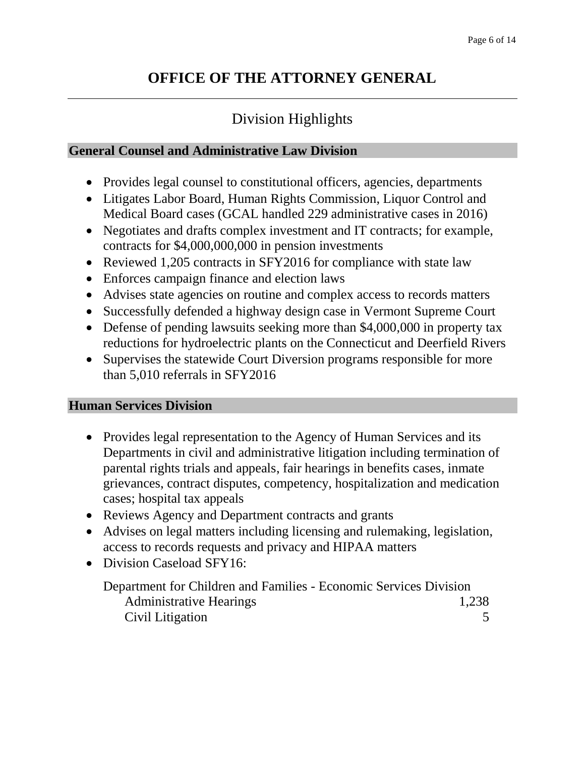# OFFICE OF THE ATTORNEY GENERAL

## Division Highlights

### General Counsel and Administrative Law Division

- Provides legal counsel to constitutional officers, agencies, departments
- Litigates Labor Board, Human Rights Commission, Liquor Control and Medical Board cases (GCAL handled 229 administrative cases in 2016)
- Negotiates and drafts complex investment and IT contracts; for example, contracts for $4,000,000,000 in pension investments
- Reviewed 1,205 contracts in SFY2016 for compliance with state law
- Enforces campaign finance and election laws
- Advises state agencies on routine and complex access to records matters
- Successfully defended a highway design case in Vermont Supreme Court
- Defense of pending lawsuits seeking more than $4,000,000 in property tax reductions for hydroelectric plants on the Connecticut and Deerfield Rivers
- Supervises the statewide Court Diversion programs responsible for more than 5,010 referrals in SFY2016

### Human Services Division

- Provides legal representation to the Agency of Human Services and its Departments in civil and administrative litigation including termination of parental rights trials and appeals, fair hearings in benefits cases, inmate grievances, contract disputes, competency, hospitalization and medication cases; hospital tax appeals
- Reviews Agency and Department contracts and grants
- Advises on legal matters including licensing and rulemaking, legislation, access to records requests and privacy and HIPAA matters
- Division Caseload SFY16:

| Department for Children and Families - Economic Services Division | |
|---|---|
| Administrative Hearings | 1,238 |
| Civil Litigation | 5 |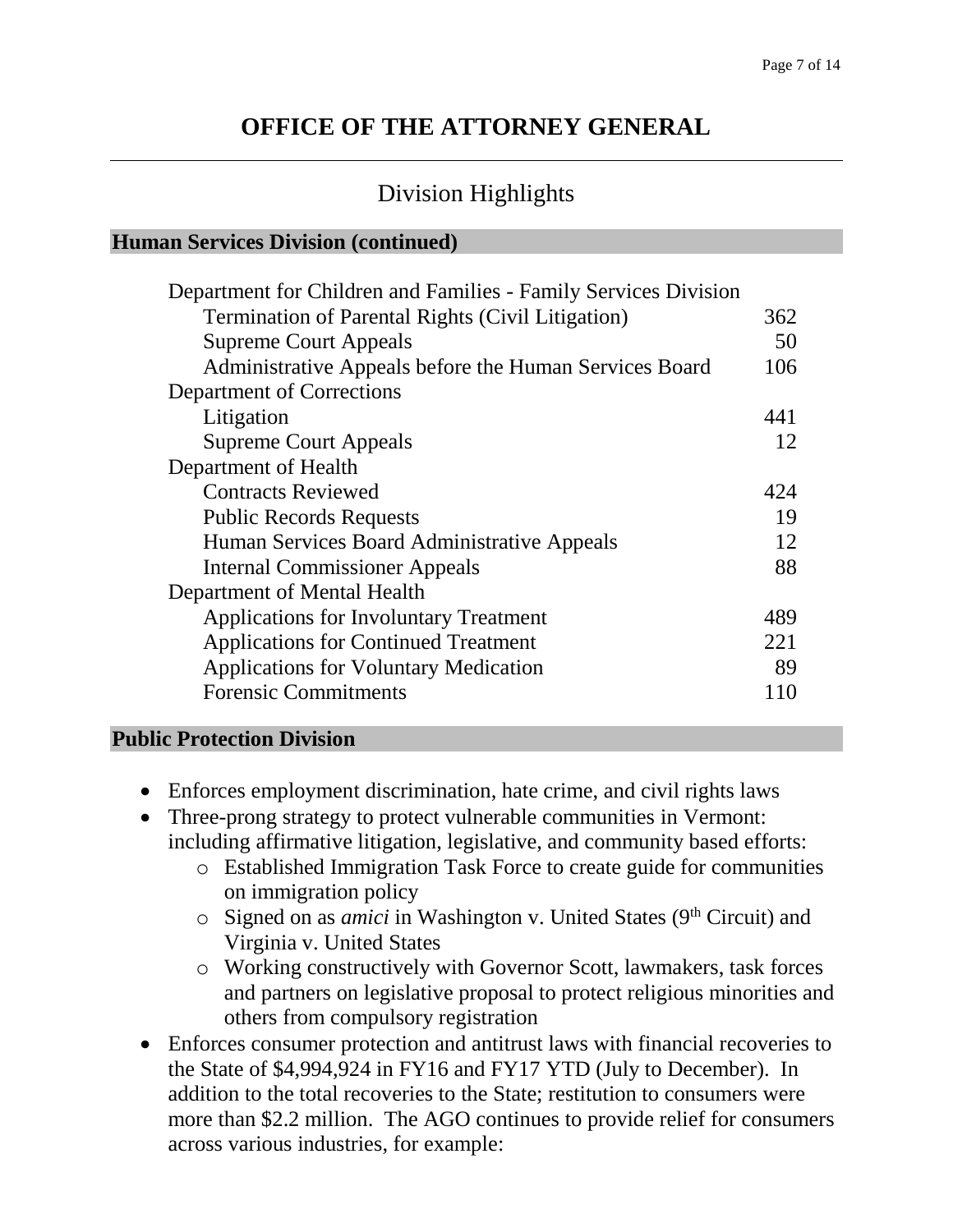# OFFICE OF THE ATTORNEY GENERAL

## Division Highlights

### Human Services Division (continued)

| | |
|---|---|
| Department for Children and Families - Family Services Division | |
| Termination of Parental Rights (Civil Litigation) | 362 |
| Supreme Court Appeals | 50 |
| Administrative Appeals before the Human Services Board | 106 |
| Department of Corrections | |
| Litigation | 441 |
| Supreme Court Appeals | 12 |
| Department of Health | |
| Contracts Reviewed | 424 |
| Public Records Requests | 19 |
| Human Services Board Administrative Appeals | 12 |
| Internal Commissioner Appeals | 88 |
| Department of Mental Health | |
| Applications for Involuntary Treatment | 489 |
| Applications for Continued Treatment | 221 |
| Applications for Voluntary Medication | 89 |
| Forensic Commitments | 110 |

### Public Protection Division

- Enforces employment discrimination, hate crime, and civil rights laws
- Three-prong strategy to protect vulnerable communities in Vermont: including affirmative litigation, legislative, and community based efforts:
  - Established Immigration Task Force to create guide for communities on immigration policy
  - Signed on as *amici* in Washington v. United States (9th Circuit) and Virginia v. United States
  - Working constructively with Governor Scott, lawmakers, task forces and partners on legislative proposal to protect religious minorities and others from compulsory registration
- Enforces consumer protection and antitrust laws with financial recoveries to the State of $4,994,924 in FY16 and FY17 YTD (July to December). In addition to the total recoveries to the State; restitution to consumers were more than $2.2 million. The AGO continues to provide relief for consumers across various industries, for example: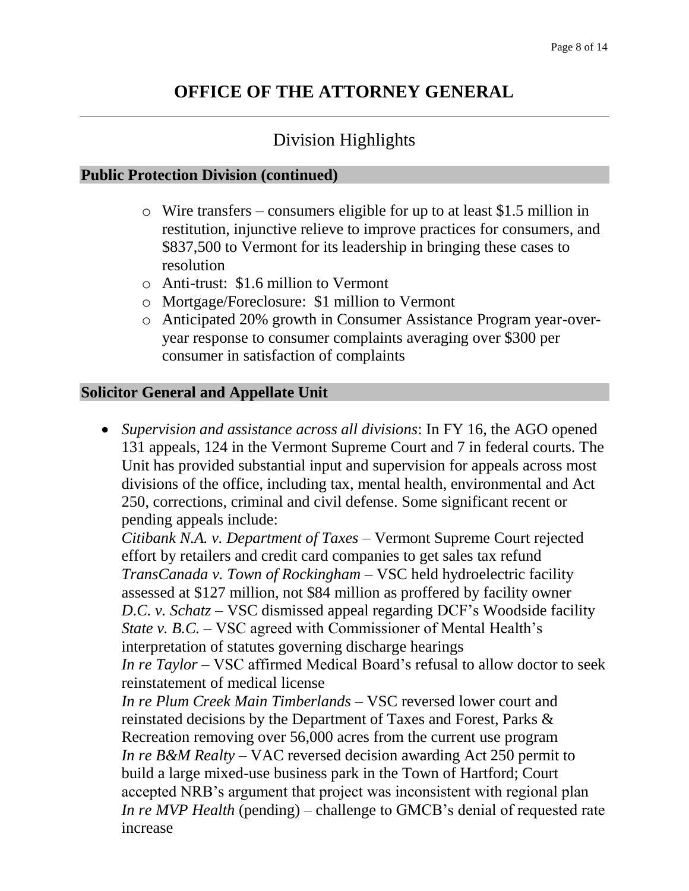# OFFICE OF THE ATTORNEY GENERAL

## Division Highlights

### Public Protection Division (continued)

- Wire transfers – consumers eligible for up to at least $1.5 million in restitution, injunctive relieve to improve practices for consumers, and $837,500 to Vermont for its leadership in bringing these cases to resolution
- Anti-trust: $1.6 million to Vermont
- Mortgage/Foreclosure: $1 million to Vermont
- Anticipated 20% growth in Consumer Assistance Program year-over-year response to consumer complaints averaging over $300 per consumer in satisfaction of complaints

### Solicitor General and Appellate Unit

- *Supervision and assistance across all divisions*: In FY 16, the AGO opened 131 appeals, 124 in the Vermont Supreme Court and 7 in federal courts. The Unit has provided substantial input and supervision for appeals across most divisions of the office, including tax, mental health, environmental and Act 250, corrections, criminal and civil defense. Some significant recent or pending appeals include:
  *Citibank N.A. v. Department of Taxes* – Vermont Supreme Court rejected effort by retailers and credit card companies to get sales tax refund
  *TransCanada v. Town of Rockingham* – VSC held hydroelectric facility assessed at $127 million, not $84 million as proffered by facility owner
  *D.C. v. Schatz* – VSC dismissed appeal regarding DCF's Woodside facility
  *State v. B.C.* – VSC agreed with Commissioner of Mental Health's interpretation of statutes governing discharge hearings
  *In re Taylor* – VSC affirmed Medical Board's refusal to allow doctor to seek reinstatement of medical license
  *In re Plum Creek Main Timberlands* – VSC reversed lower court and reinstated decisions by the Department of Taxes and Forest, Parks & Recreation removing over 56,000 acres from the current use program
  *In re B&M Realty* – VAC reversed decision awarding Act 250 permit to build a large mixed-use business park in the Town of Hartford; Court accepted NRB's argument that project was inconsistent with regional plan
  *In re MVP Health* (pending) – challenge to GMCB's denial of requested rate increase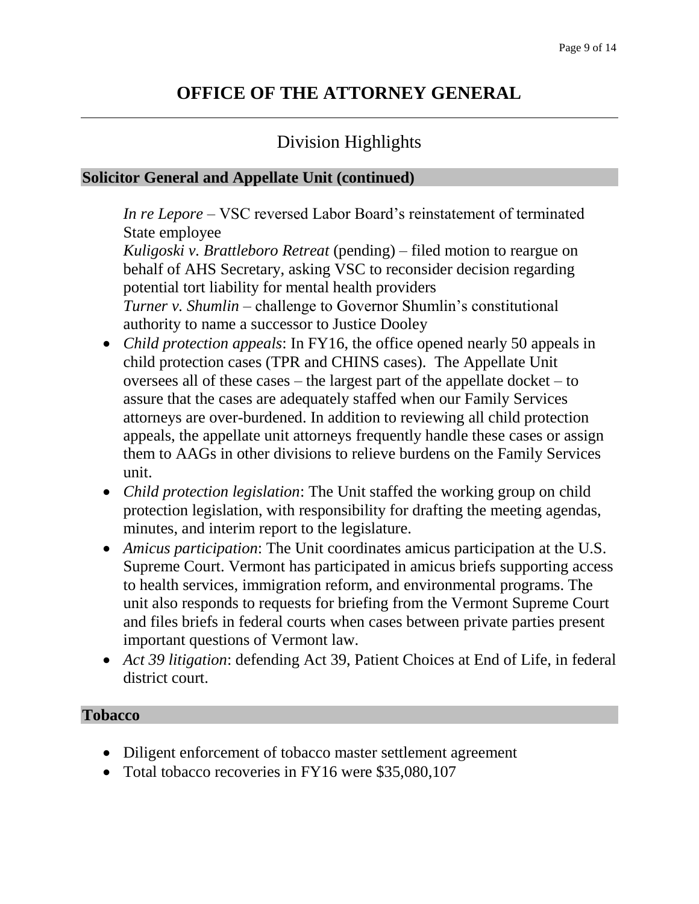# OFFICE OF THE ATTORNEY GENERAL

## Division Highlights

### Solicitor General and Appellate Unit (continued)

*In re Lepore* – VSC reversed Labor Board's reinstatement of terminated State employee
*Kuligoski v. Brattleboro Retreat* (pending) – filed motion to reargue on behalf of AHS Secretary, asking VSC to reconsider decision regarding potential tort liability for mental health providers
*Turner v. Shumlin* – challenge to Governor Shumlin's constitutional authority to name a successor to Justice Dooley

- *Child protection appeals*: In FY16, the office opened nearly 50 appeals in child protection cases (TPR and CHINS cases). The Appellate Unit oversees all of these cases – the largest part of the appellate docket – to assure that the cases are adequately staffed when our Family Services attorneys are over-burdened. In addition to reviewing all child protection appeals, the appellate unit attorneys frequently handle these cases or assign them to AAGs in other divisions to relieve burdens on the Family Services unit.
- *Child protection legislation*: The Unit staffed the working group on child protection legislation, with responsibility for drafting the meeting agendas, minutes, and interim report to the legislature.
- *Amicus participation*: The Unit coordinates amicus participation at the U.S. Supreme Court. Vermont has participated in amicus briefs supporting access to health services, immigration reform, and environmental programs. The unit also responds to requests for briefing from the Vermont Supreme Court and files briefs in federal courts when cases between private parties present important questions of Vermont law.
- *Act 39 litigation*: defending Act 39, Patient Choices at End of Life, in federal district court.

### Tobacco

- Diligent enforcement of tobacco master settlement agreement
- Total tobacco recoveries in FY16 were $35,080,107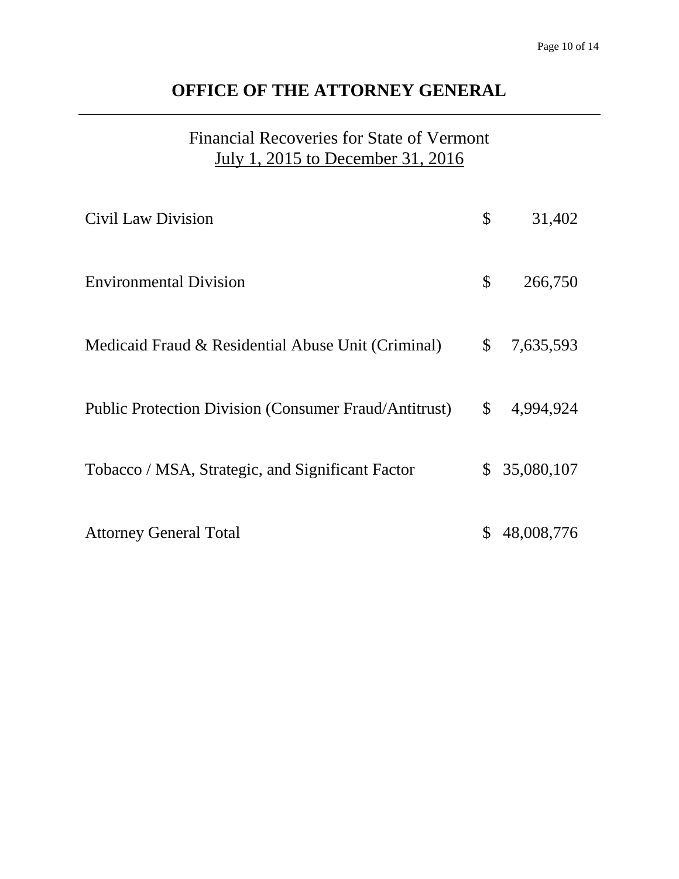# OFFICE OF THE ATTORNEY GENERAL

---

## Financial Recoveries for State of Vermont
July 1, 2015 to December 31, 2016

| Division | Amount |
| --- | --- |
| Civil Law Division | $ 31,402 |
| Environmental Division | $ 266,750 |
| Medicaid Fraud & Residential Abuse Unit (Criminal) | $ 7,635,593 |
| Public Protection Division (Consumer Fraud/Antitrust) | $ 4,994,924 |
| Tobacco / MSA, Strategic, and Significant Factor | $ 35,080,107 |
| Attorney General Total | $ 48,008,776 |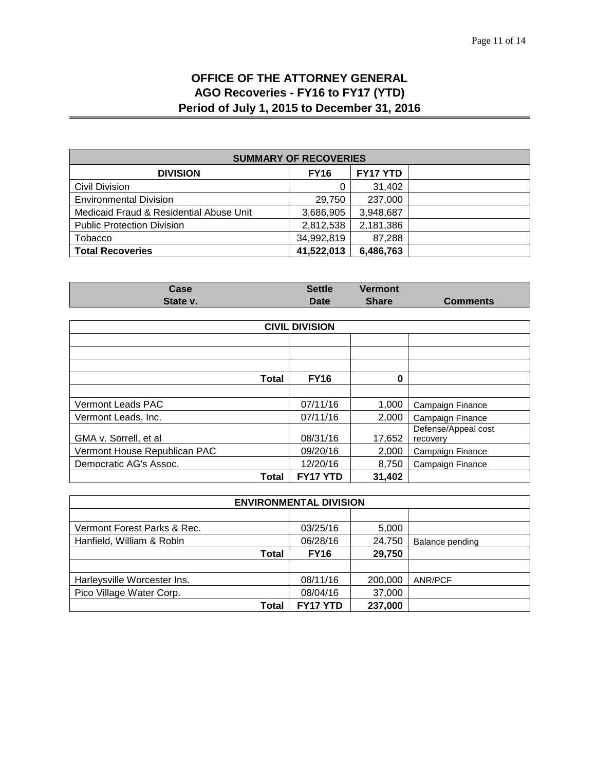# OFFICE OF THE ATTORNEY GENERAL
## AGO Recoveries - FY16 to FY17 (YTD)
## Period of July 1, 2015 to December 31, 2016

| SUMMARY OF RECOVERIES | | | |
|---|---|---|---|
| **DIVISION** | **FY16** | **FY17 YTD** | |
| Civil Division | 0 | 31,402 | |
| Environmental Division | 29,750 | 237,000 | |
| Medicaid Fraud & Residential Abuse Unit | 3,686,905 | 3,948,687 | |
| Public Protection Division | 2,812,538 | 2,181,386 | |
| Tobacco | 34,992,819 | 87,288 | |
| **Total Recoveries** | **41,522,013** | **6,486,763** | |

| Case State v. | Settle Date | Vermont Share | Comments |
|---|---|---|---|
| **CIVIL DIVISION** | | | |
| | | | |
| | | | |
| | | | |
| **Total** | **FY16** | **0** | |
| | | | |
| Vermont Leads PAC | 07/11/16 | 1,000 | Campaign Finance |
| Vermont Leads, Inc. | 07/11/16 | 2,000 | Campaign Finance |
| GMA v. Sorrell, et al | 08/31/16 | 17,652 | Defense/Appeal cost recovery |
| Vermont House Republican PAC | 09/20/16 | 2,000 | Campaign Finance |
| Democratic AG's Assoc. | 12/20/16 | 8,750 | Campaign Finance |
| **Total** | **FY17 YTD** | **31,402** | |
| **ENVIRONMENTAL DIVISION** | | | |
| | | | |
| Vermont Forest Parks & Rec. | 03/25/16 | 5,000 | |
| Hanfield, William & Robin | 06/28/16 | 24,750 | Balance pending |
| **Total** | **FY16** | **29,750** | |
| | | | |
| Harleysville Worcester Ins. | 08/11/16 | 200,000 | ANR/PCF |
| Pico Village Water Corp. | 08/04/16 | 37,000 | |
| **Total** | **FY17 YTD** | **237,000** | |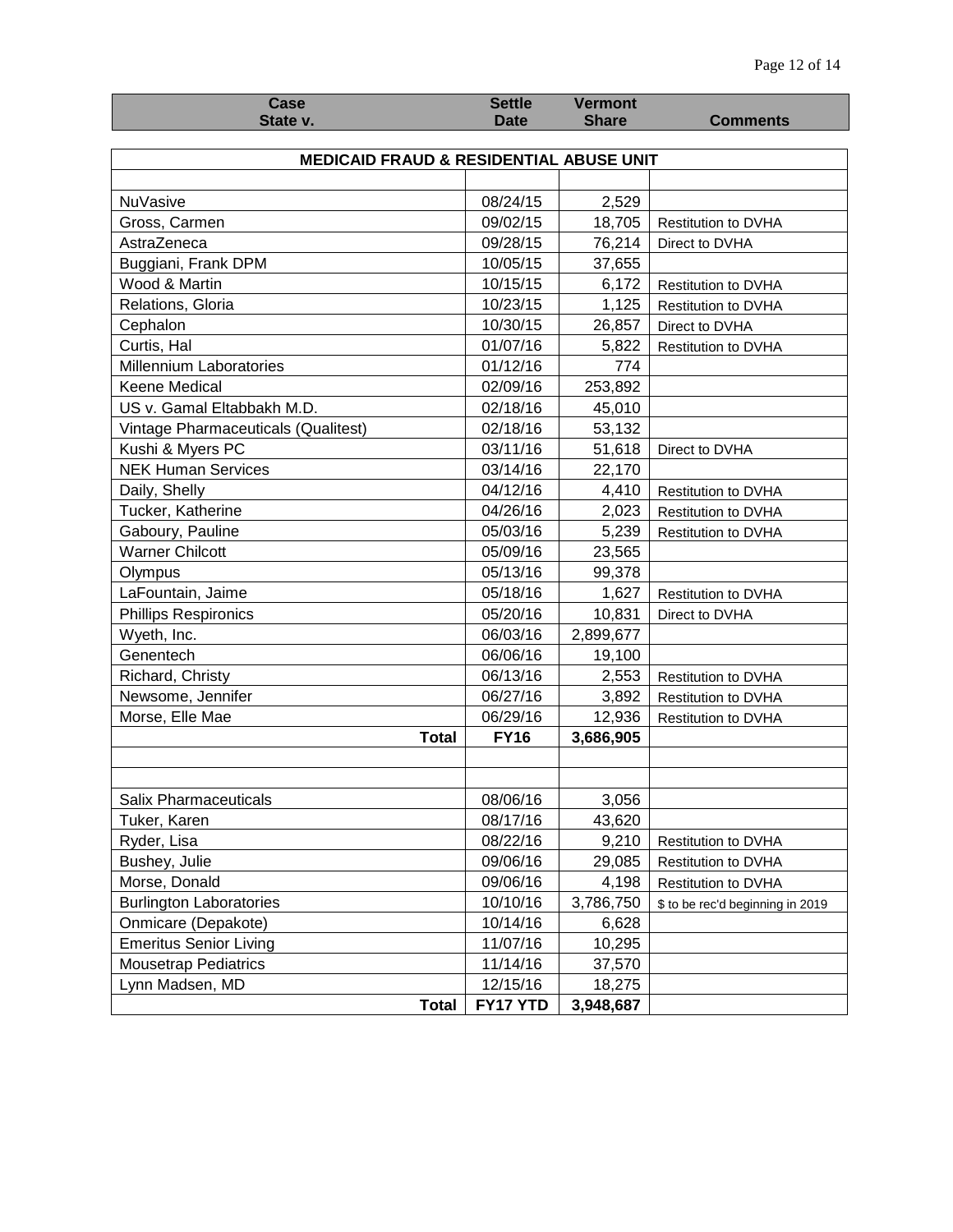| Case State v. | Settle Date | Vermont Share | Comments |
|---|---|---|---|
| **MEDICAID FRAUD & RESIDENTIAL ABUSE UNIT** | | | |
| | | | |
| NuVasive | 08/24/15 | 2,529 | |
| Gross, Carmen | 09/02/15 | 18,705 | Restitution to DVHA |
| AstraZeneca | 09/28/15 | 76,214 | Direct to DVHA |
| Buggiani, Frank DPM | 10/05/15 | 37,655 | |
| Wood & Martin | 10/15/15 | 6,172 | Restitution to DVHA |
| Relations, Gloria | 10/23/15 | 1,125 | Restitution to DVHA |
| Cephalon | 10/30/15 | 26,857 | Direct to DVHA |
| Curtis, Hal | 01/07/16 | 5,822 | Restitution to DVHA |
| Millennium Laboratories | 01/12/16 | 774 | |
| Keene Medical | 02/09/16 | 253,892 | |
| US v. Gamal Eltabbakh M.D. | 02/18/16 | 45,010 | |
| Vintage Pharmaceuticals (Qualitest) | 02/18/16 | 53,132 | |
| Kushi & Myers PC | 03/11/16 | 51,618 | Direct to DVHA |
| NEK Human Services | 03/14/16 | 22,170 | |
| Daily, Shelly | 04/12/16 | 4,410 | Restitution to DVHA |
| Tucker, Katherine | 04/26/16 | 2,023 | Restitution to DVHA |
| Gaboury, Pauline | 05/03/16 | 5,239 | Restitution to DVHA |
| Warner Chilcott | 05/09/16 | 23,565 | |
| Olympus | 05/13/16 | 99,378 | |
| LaFountain, Jaime | 05/18/16 | 1,627 | Restitution to DVHA |
| Phillips Respironics | 05/20/16 | 10,831 | Direct to DVHA |
| Wyeth, Inc. | 06/03/16 | 2,899,677 | |
| Genentech | 06/06/16 | 19,100 | |
| Richard, Christy | 06/13/16 | 2,553 | Restitution to DVHA |
| Newsome, Jennifer | 06/27/16 | 3,892 | Restitution to DVHA |
| Morse, Elle Mae | 06/29/16 | 12,936 | Restitution to DVHA |
| **Total** | **FY16** | **3,686,905** | |
| | | | |
| | | | |
| Salix Pharmaceuticals | 08/06/16 | 3,056 | |
| Tuker, Karen | 08/17/16 | 43,620 | |
| Ryder, Lisa | 08/22/16 | 9,210 | Restitution to DVHA |
| Bushey, Julie | 09/06/16 | 29,085 | Restitution to DVHA |
| Morse, Donald | 09/06/16 | 4,198 | Restitution to DVHA |
| Burlington Laboratories | 10/10/16 | 3,786,750 | $ to be rec'd beginning in 2019 |
| Onmicare (Depakote) | 10/14/16 | 6,628 | |
| Emeritus Senior Living | 11/07/16 | 10,295 | |
| Mousetrap Pediatrics | 11/14/16 | 37,570 | |
| Lynn Madsen, MD | 12/15/16 | 18,275 | |
| **Total** | **FY17 YTD** | **3,948,687** | |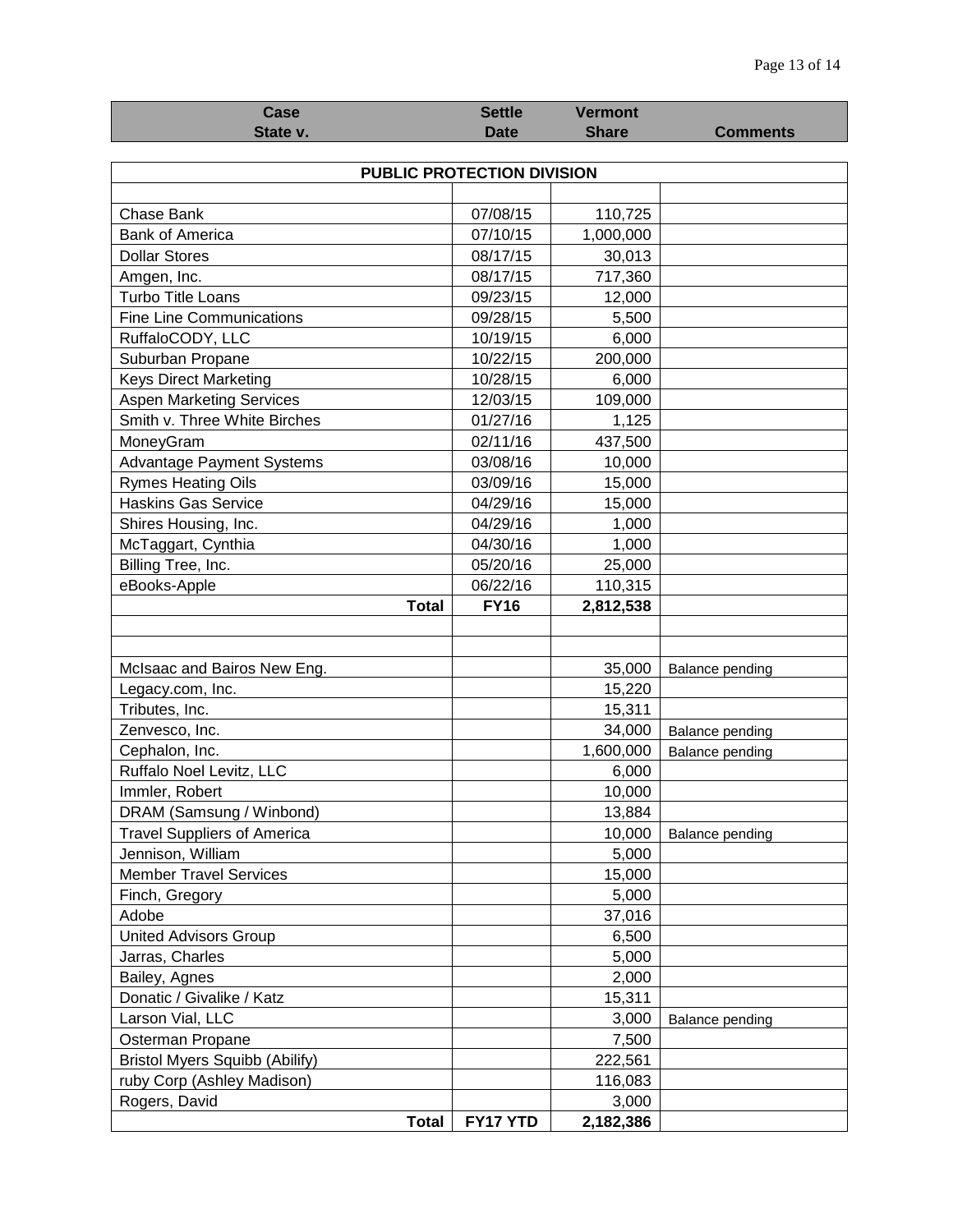| Case State v. | Settle Date | Vermont Share | Comments |
|---|---|---|---|
| **PUBLIC PROTECTION DIVISION** | | | |
| | | | |
| Chase Bank | 07/08/15 | 110,725 | |
| Bank of America | 07/10/15 | 1,000,000 | |
| Dollar Stores | 08/17/15 | 30,013 | |
| Amgen, Inc. | 08/17/15 | 717,360 | |
| Turbo Title Loans | 09/23/15 | 12,000 | |
| Fine Line Communications | 09/28/15 | 5,500 | |
| RuffaloCODY, LLC | 10/19/15 | 6,000 | |
| Suburban Propane | 10/22/15 | 200,000 | |
| Keys Direct Marketing | 10/28/15 | 6,000 | |
| Aspen Marketing Services | 12/03/15 | 109,000 | |
| Smith v. Three White Birches | 01/27/16 | 1,125 | |
| MoneyGram | 02/11/16 | 437,500 | |
| Advantage Payment Systems | 03/08/16 | 10,000 | |
| Rymes Heating Oils | 03/09/16 | 15,000 | |
| Haskins Gas Service | 04/29/16 | 15,000 | |
| Shires Housing, Inc. | 04/29/16 | 1,000 | |
| McTaggart, Cynthia | 04/30/16 | 1,000 | |
| Billing Tree, Inc. | 05/20/16 | 25,000 | |
| eBooks-Apple | 06/22/16 | 110,315 | |
| **Total** | **FY16** | **2,812,538** | |
| | | | |
| | | | |
| McIsaac and Bairos New Eng. | | 35,000 | Balance pending |
| Legacy.com, Inc. | | 15,220 | |
| Tributes, Inc. | | 15,311 | |
| Zenvesco, Inc. | | 34,000 | Balance pending |
| Cephalon, Inc. | | 1,600,000 | Balance pending |
| Ruffalo Noel Levitz, LLC | | 6,000 | |
| Immler, Robert | | 10,000 | |
| DRAM (Samsung / Winbond) | | 13,884 | |
| Travel Suppliers of America | | 10,000 | Balance pending |
| Jennison, William | | 5,000 | |
| Member Travel Services | | 15,000 | |
| Finch, Gregory | | 5,000 | |
| Adobe | | 37,016 | |
| United Advisors Group | | 6,500 | |
| Jarras, Charles | | 5,000 | |
| Bailey, Agnes | | 2,000 | |
| Donatic / Givalike / Katz | | 15,311 | |
| Larson Vial, LLC | | 3,000 | Balance pending |
| Osterman Propane | | 7,500 | |
| Bristol Myers Squibb (Abilify) | | 222,561 | |
| ruby Corp (Ashley Madison) | | 116,083 | |
| Rogers, David | | 3,000 | |
| **Total** | **FY17 YTD** | **2,182,386** | |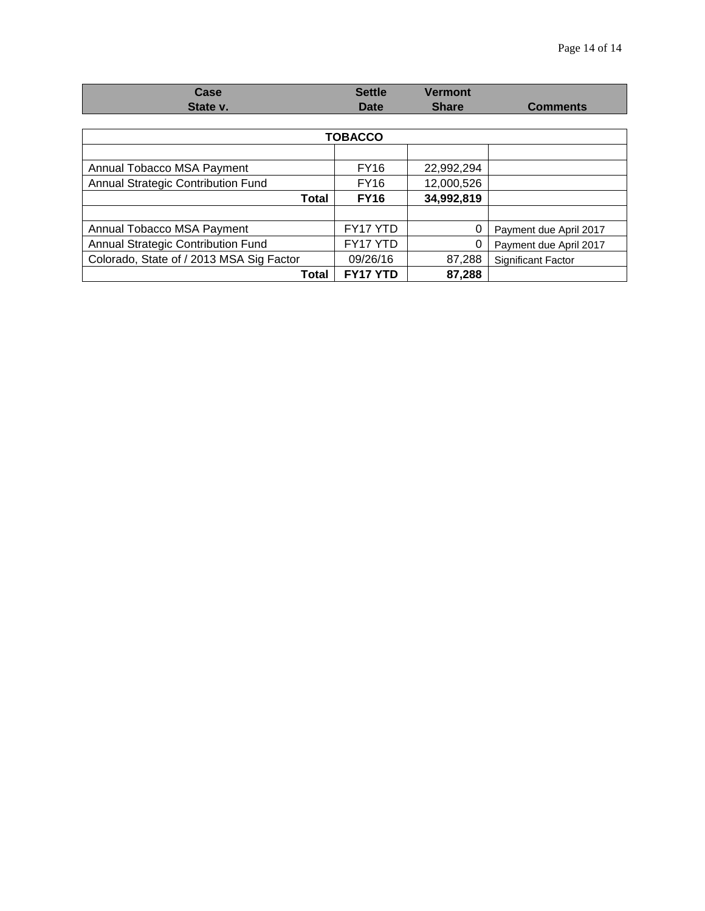| Case<br>State v. | Settle<br>Date | Vermont<br>Share | Comments |
|---|---|---|---|
| **TOBACCO** | | | |
| | | | |
| Annual Tobacco MSA Payment | FY16 | 22,992,294 | |
| Annual Strategic Contribution Fund | FY16 | 12,000,526 | |
| **Total** | **FY16** | **34,992,819** | |
| | | | |
| Annual Tobacco MSA Payment | FY17 YTD | 0 | Payment due April 2017 |
| Annual Strategic Contribution Fund | FY17 YTD | 0 | Payment due April 2017 |
| Colorado, State of / 2013 MSA Sig Factor | 09/26/16 | 87,288 | Significant Factor |
| **Total** | **FY17 YTD** | **87,288** | |